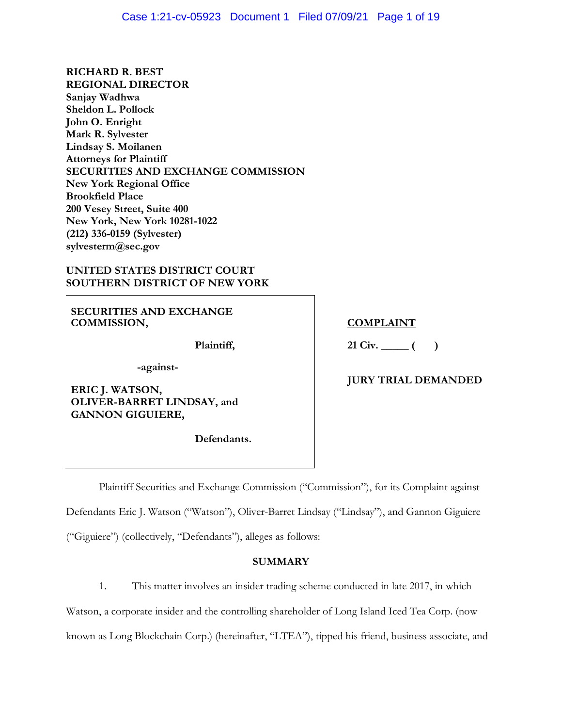**RICHARD R. BEST**
**REGIONAL DIRECTOR**
**Sanjay Wadhwa**
**Sheldon L. Pollock**
**John O. Enright**
**Mark R. Sylvester**
**Lindsay S. Moilanen**
**Attorneys for Plaintiff**
**SECURITIES AND EXCHANGE COMMISSION**
**New York Regional Office**
**Brookfield Place**
**200 Vesey Street, Suite 400**
**New York, New York 10281-1022**
**(212) 336-0159 (Sylvester)**
**sylvesterm@sec.gov**

**UNITED STATES DISTRICT COURT**
**SOUTHERN DISTRICT OF NEW YORK**

| | |
|---|---|
| **SECURITIES AND EXCHANGE COMMISSION,**<br><br>**Plaintiff,**<br><br>**-against-**<br><br>**ERIC J. WATSON, OLIVER-BARRET LINDSAY, and GANNON GIGUIERE,**<br><br>**Defendants.** | **COMPLAINT**<br><br>**21 Civ. _____ (      )**<br><br>**JURY TRIAL DEMANDED** |

Plaintiff Securities and Exchange Commission ("Commission"), for its Complaint against Defendants Eric J. Watson ("Watson"), Oliver-Barret Lindsay ("Lindsay"), and Gannon Giguiere ("Giguiere") (collectively, "Defendants"), alleges as follows:

**SUMMARY**

1. This matter involves an insider trading scheme conducted in late 2017, in which Watson, a corporate insider and the controlling shareholder of Long Island Iced Tea Corp. (now known as Long Blockchain Corp.) (hereinafter, "LTEA"), tipped his friend, business associate, and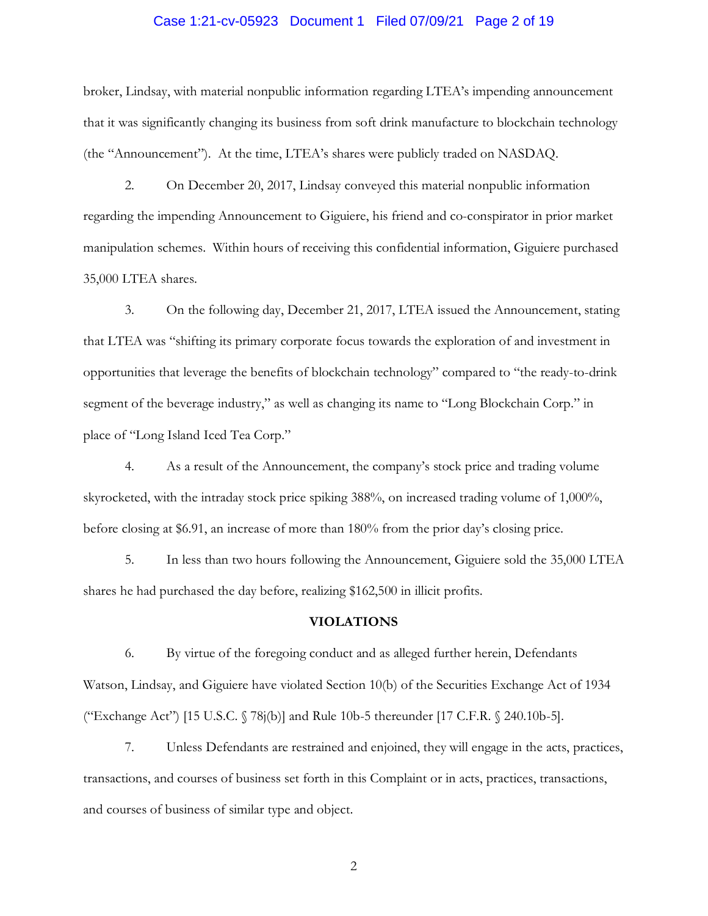broker, Lindsay, with material nonpublic information regarding LTEA's impending announcement that it was significantly changing its business from soft drink manufacture to blockchain technology (the "Announcement"). At the time, LTEA's shares were publicly traded on NASDAQ.

2. On December 20, 2017, Lindsay conveyed this material nonpublic information regarding the impending Announcement to Giguiere, his friend and co-conspirator in prior market manipulation schemes. Within hours of receiving this confidential information, Giguiere purchased 35,000 LTEA shares.

3. On the following day, December 21, 2017, LTEA issued the Announcement, stating that LTEA was "shifting its primary corporate focus towards the exploration of and investment in opportunities that leverage the benefits of blockchain technology" compared to "the ready-to-drink segment of the beverage industry," as well as changing its name to "Long Blockchain Corp." in place of "Long Island Iced Tea Corp."

4. As a result of the Announcement, the company's stock price and trading volume skyrocketed, with the intraday stock price spiking 388%, on increased trading volume of 1,000%, before closing at $6.91, an increase of more than 180% from the prior day's closing price.

5. In less than two hours following the Announcement, Giguiere sold the 35,000 LTEA shares he had purchased the day before, realizing $162,500 in illicit profits.

## VIOLATIONS

6. By virtue of the foregoing conduct and as alleged further herein, Defendants Watson, Lindsay, and Giguiere have violated Section 10(b) of the Securities Exchange Act of 1934 ("Exchange Act") [15 U.S.C. § 78j(b)] and Rule 10b-5 thereunder [17 C.F.R. § 240.10b-5].

7. Unless Defendants are restrained and enjoined, they will engage in the acts, practices, transactions, and courses of business set forth in this Complaint or in acts, practices, transactions, and courses of business of similar type and object.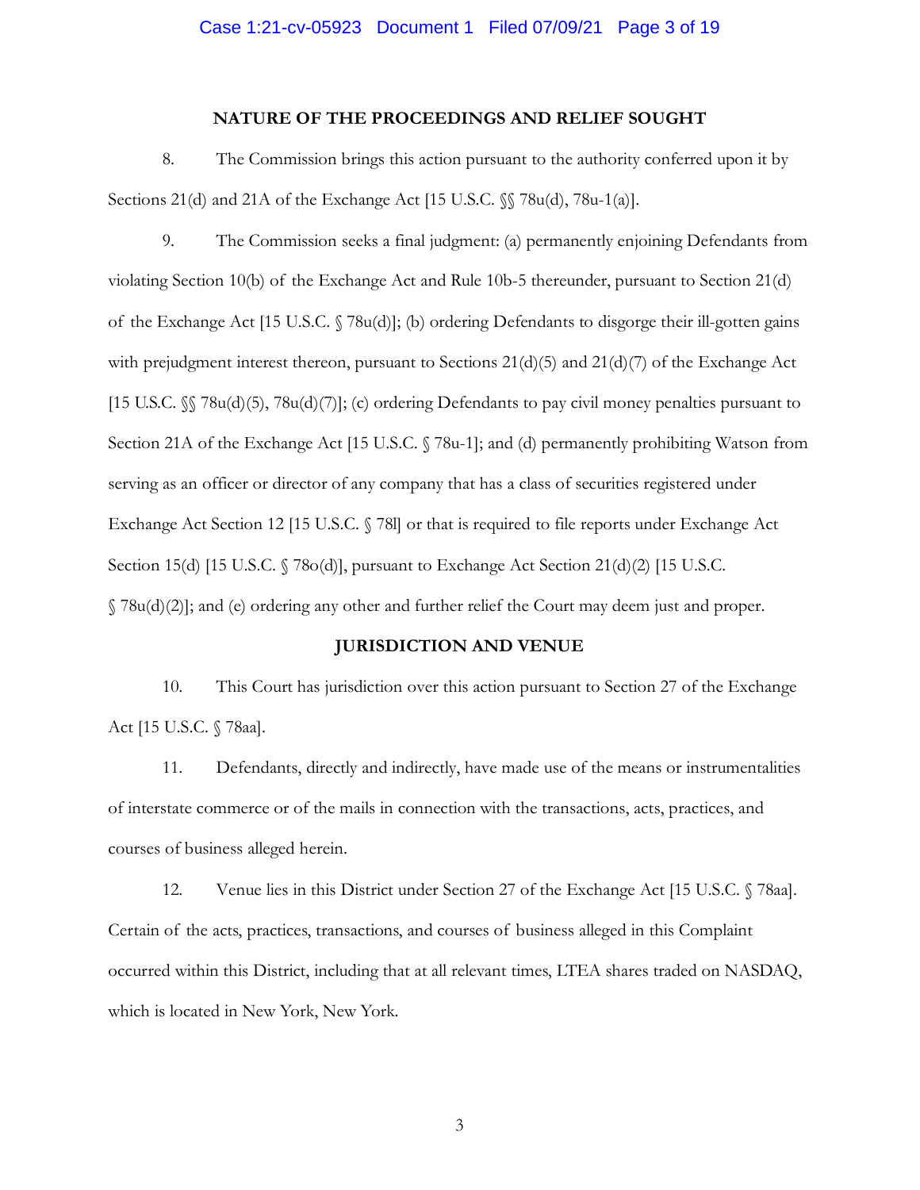## NATURE OF THE PROCEEDINGS AND RELIEF SOUGHT

8. The Commission brings this action pursuant to the authority conferred upon it by Sections 21(d) and 21A of the Exchange Act [15 U.S.C. §§ 78u(d), 78u-1(a)].

9. The Commission seeks a final judgment: (a) permanently enjoining Defendants from violating Section 10(b) of the Exchange Act and Rule 10b-5 thereunder, pursuant to Section 21(d) of the Exchange Act [15 U.S.C. § 78u(d)]; (b) ordering Defendants to disgorge their ill-gotten gains with prejudgment interest thereon, pursuant to Sections 21(d)(5) and 21(d)(7) of the Exchange Act [15 U.S.C. §§ 78u(d)(5), 78u(d)(7)]; (c) ordering Defendants to pay civil money penalties pursuant to Section 21A of the Exchange Act [15 U.S.C. § 78u-1]; and (d) permanently prohibiting Watson from serving as an officer or director of any company that has a class of securities registered under Exchange Act Section 12 [15 U.S.C. § 78l] or that is required to file reports under Exchange Act Section 15(d) [15 U.S.C. § 78o(d)], pursuant to Exchange Act Section 21(d)(2) [15 U.S.C. § 78u(d)(2)]; and (e) ordering any other and further relief the Court may deem just and proper.

## JURISDICTION AND VENUE

10. This Court has jurisdiction over this action pursuant to Section 27 of the Exchange Act [15 U.S.C. § 78aa].

11. Defendants, directly and indirectly, have made use of the means or instrumentalities of interstate commerce or of the mails in connection with the transactions, acts, practices, and courses of business alleged herein.

12. Venue lies in this District under Section 27 of the Exchange Act [15 U.S.C. § 78aa]. Certain of the acts, practices, transactions, and courses of business alleged in this Complaint occurred within this District, including that at all relevant times, LTEA shares traded on NASDAQ, which is located in New York, New York.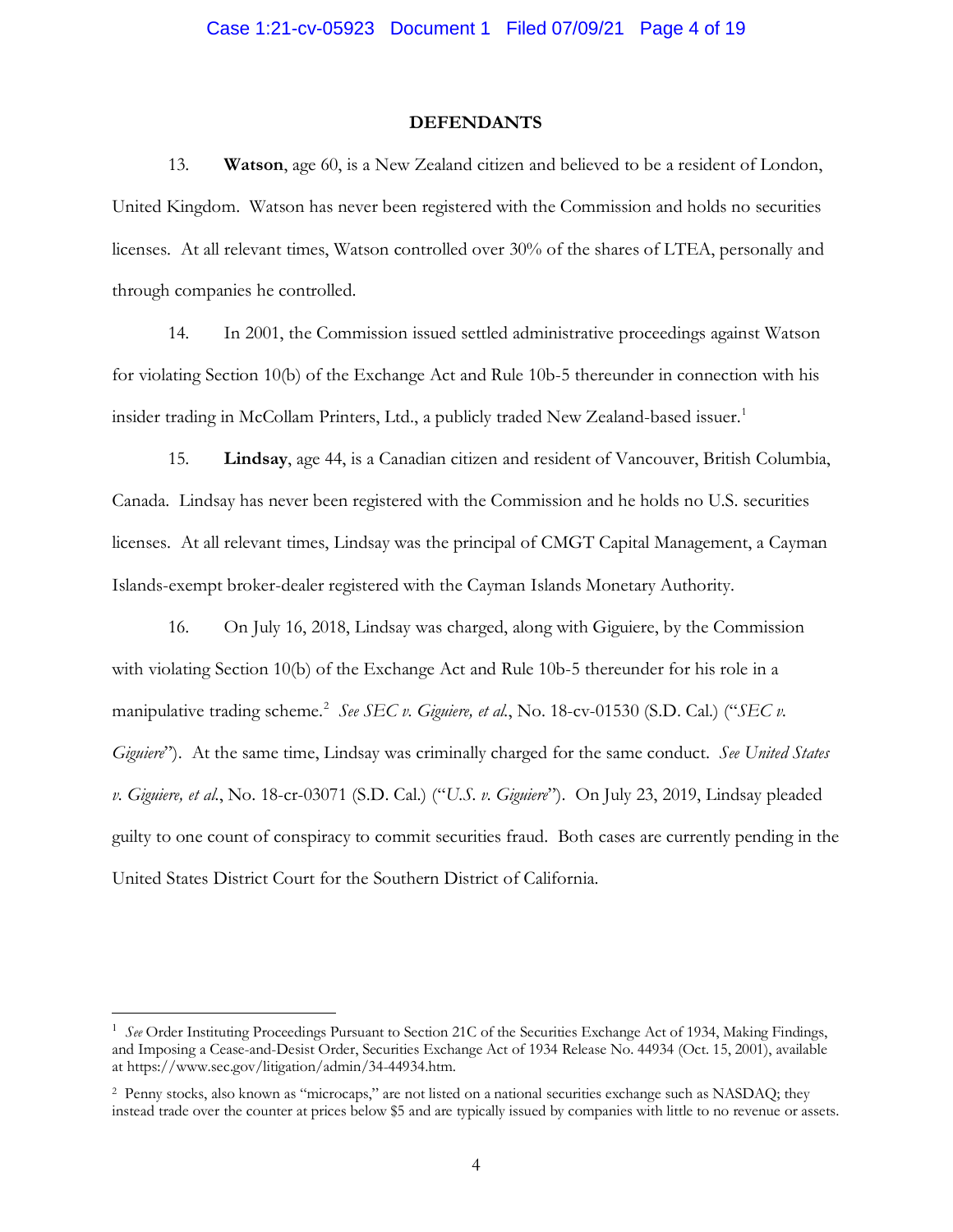## DEFENDANTS

13. **Watson**, age 60, is a New Zealand citizen and believed to be a resident of London, United Kingdom. Watson has never been registered with the Commission and holds no securities licenses. At all relevant times, Watson controlled over 30% of the shares of LTEA, personally and through companies he controlled.

14. In 2001, the Commission issued settled administrative proceedings against Watson for violating Section 10(b) of the Exchange Act and Rule 10b-5 thereunder in connection with his insider trading in McCollam Printers, Ltd., a publicly traded New Zealand-based issuer.[1]

15. **Lindsay**, age 44, is a Canadian citizen and resident of Vancouver, British Columbia, Canada. Lindsay has never been registered with the Commission and he holds no U.S. securities licenses. At all relevant times, Lindsay was the principal of CMGT Capital Management, a Cayman Islands-exempt broker-dealer registered with the Cayman Islands Monetary Authority.

16. On July 16, 2018, Lindsay was charged, along with Giguiere, by the Commission with violating Section 10(b) of the Exchange Act and Rule 10b-5 thereunder for his role in a manipulative trading scheme.[2] *See SEC v. Giguiere, et al.*, No. 18-cv-01530 (S.D. Cal.) ("*SEC v. Giguiere*"). At the same time, Lindsay was criminally charged for the same conduct. *See United States v. Giguiere, et al.*, No. 18-cr-03071 (S.D. Cal.) ("*U.S. v. Giguiere*"). On July 23, 2019, Lindsay pleaded guilty to one count of conspiracy to commit securities fraud. Both cases are currently pending in the United States District Court for the Southern District of California.

---

[1] *See* Order Instituting Proceedings Pursuant to Section 21C of the Securities Exchange Act of 1934, Making Findings, and Imposing a Cease-and-Desist Order, Securities Exchange Act of 1934 Release No. 44934 (Oct. 15, 2001), available at https://www.sec.gov/litigation/admin/34-44934.htm.

[2] Penny stocks, also known as "microcaps," are not listed on a national securities exchange such as NASDAQ; they instead trade over the counter at prices below $5 and are typically issued by companies with little to no revenue or assets.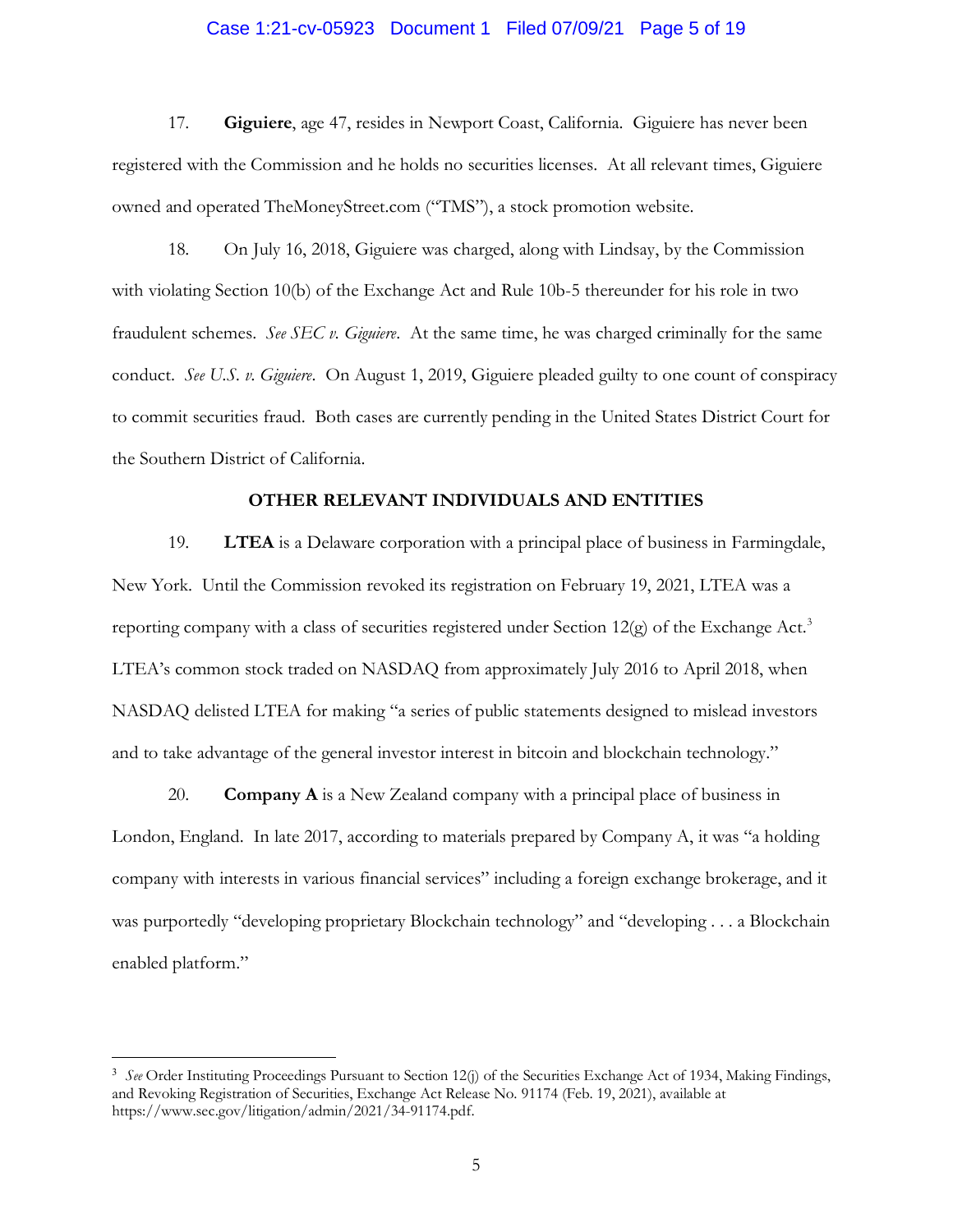17. **Giguiere**, age 47, resides in Newport Coast, California. Giguiere has never been registered with the Commission and he holds no securities licenses. At all relevant times, Giguiere owned and operated TheMoneyStreet.com ("TMS"), a stock promotion website.

18. On July 16, 2018, Giguiere was charged, along with Lindsay, by the Commission with violating Section 10(b) of the Exchange Act and Rule 10b-5 thereunder for his role in two fraudulent schemes. *See SEC v. Giguiere*. At the same time, he was charged criminally for the same conduct. *See U.S. v. Giguiere*. On August 1, 2019, Giguiere pleaded guilty to one count of conspiracy to commit securities fraud. Both cases are currently pending in the United States District Court for the Southern District of California.

## OTHER RELEVANT INDIVIDUALS AND ENTITIES

19. **LTEA** is a Delaware corporation with a principal place of business in Farmingdale, New York. Until the Commission revoked its registration on February 19, 2021, LTEA was a reporting company with a class of securities registered under Section 12(g) of the Exchange Act.[3] LTEA's common stock traded on NASDAQ from approximately July 2016 to April 2018, when NASDAQ delisted LTEA for making "a series of public statements designed to mislead investors and to take advantage of the general investor interest in bitcoin and blockchain technology."

20. **Company A** is a New Zealand company with a principal place of business in London, England. In late 2017, according to materials prepared by Company A, it was "a holding company with interests in various financial services" including a foreign exchange brokerage, and it was purportedly "developing proprietary Blockchain technology" and "developing . . . a Blockchain enabled platform."

---

[3] *See* Order Instituting Proceedings Pursuant to Section 12(j) of the Securities Exchange Act of 1934, Making Findings, and Revoking Registration of Securities, Exchange Act Release No. 91174 (Feb. 19, 2021), available at https://www.sec.gov/litigation/admin/2021/34-91174.pdf.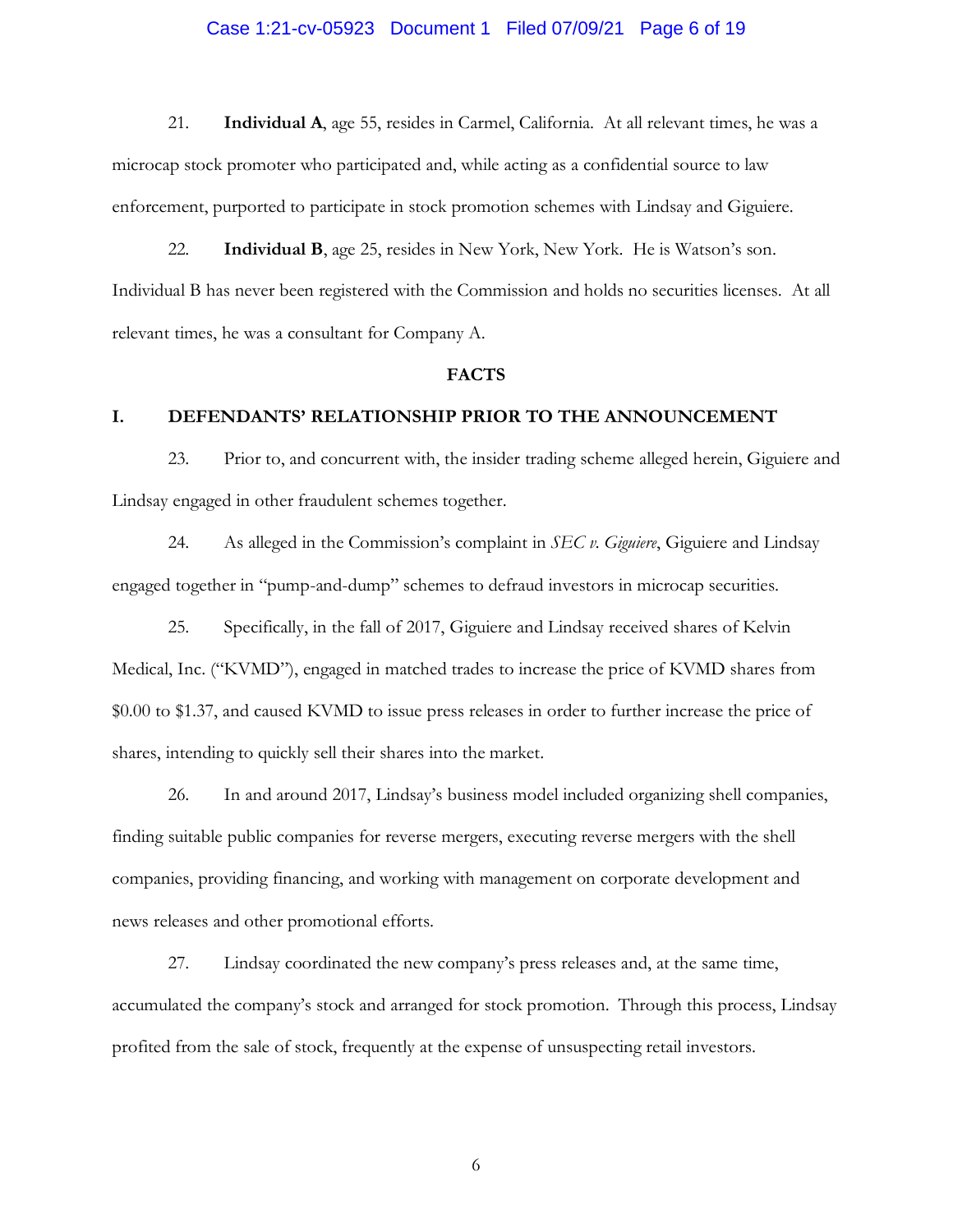21. **Individual A**, age 55, resides in Carmel, California. At all relevant times, he was a microcap stock promoter who participated and, while acting as a confidential source to law enforcement, purported to participate in stock promotion schemes with Lindsay and Giguiere.

22. **Individual B**, age 25, resides in New York, New York. He is Watson's son. Individual B has never been registered with the Commission and holds no securities licenses. At all relevant times, he was a consultant for Company A.

**FACTS**

## I. DEFENDANTS' RELATIONSHIP PRIOR TO THE ANNOUNCEMENT

23. Prior to, and concurrent with, the insider trading scheme alleged herein, Giguiere and Lindsay engaged in other fraudulent schemes together.

24. As alleged in the Commission's complaint in *SEC v. Giguiere*, Giguiere and Lindsay engaged together in "pump-and-dump" schemes to defraud investors in microcap securities.

25. Specifically, in the fall of 2017, Giguiere and Lindsay received shares of Kelvin Medical, Inc. ("KVMD"), engaged in matched trades to increase the price of KVMD shares from $0.00 to $1.37, and caused KVMD to issue press releases in order to further increase the price of shares, intending to quickly sell their shares into the market.

26. In and around 2017, Lindsay's business model included organizing shell companies, finding suitable public companies for reverse mergers, executing reverse mergers with the shell companies, providing financing, and working with management on corporate development and news releases and other promotional efforts.

27. Lindsay coordinated the new company's press releases and, at the same time, accumulated the company's stock and arranged for stock promotion. Through this process, Lindsay profited from the sale of stock, frequently at the expense of unsuspecting retail investors.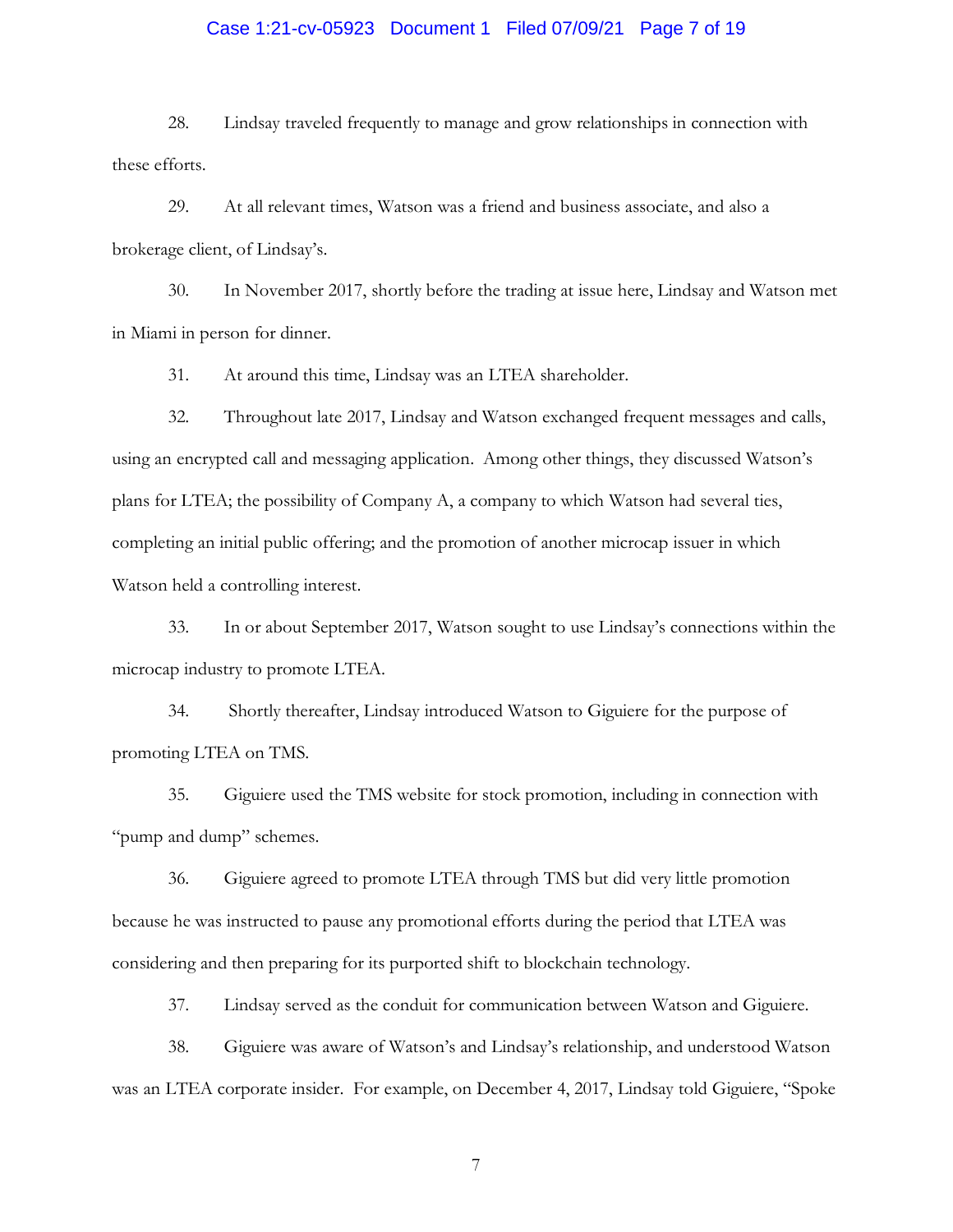28. Lindsay traveled frequently to manage and grow relationships in connection with these efforts.

29. At all relevant times, Watson was a friend and business associate, and also a brokerage client, of Lindsay's.

30. In November 2017, shortly before the trading at issue here, Lindsay and Watson met in Miami in person for dinner.

31. At around this time, Lindsay was an LTEA shareholder.

32. Throughout late 2017, Lindsay and Watson exchanged frequent messages and calls, using an encrypted call and messaging application. Among other things, they discussed Watson's plans for LTEA; the possibility of Company A, a company to which Watson had several ties, completing an initial public offering; and the promotion of another microcap issuer in which Watson held a controlling interest.

33. In or about September 2017, Watson sought to use Lindsay's connections within the microcap industry to promote LTEA.

34. Shortly thereafter, Lindsay introduced Watson to Giguiere for the purpose of promoting LTEA on TMS.

35. Giguiere used the TMS website for stock promotion, including in connection with "pump and dump" schemes.

36. Giguiere agreed to promote LTEA through TMS but did very little promotion because he was instructed to pause any promotional efforts during the period that LTEA was considering and then preparing for its purported shift to blockchain technology.

37. Lindsay served as the conduit for communication between Watson and Giguiere.

38. Giguiere was aware of Watson's and Lindsay's relationship, and understood Watson was an LTEA corporate insider. For example, on December 4, 2017, Lindsay told Giguiere, "Spoke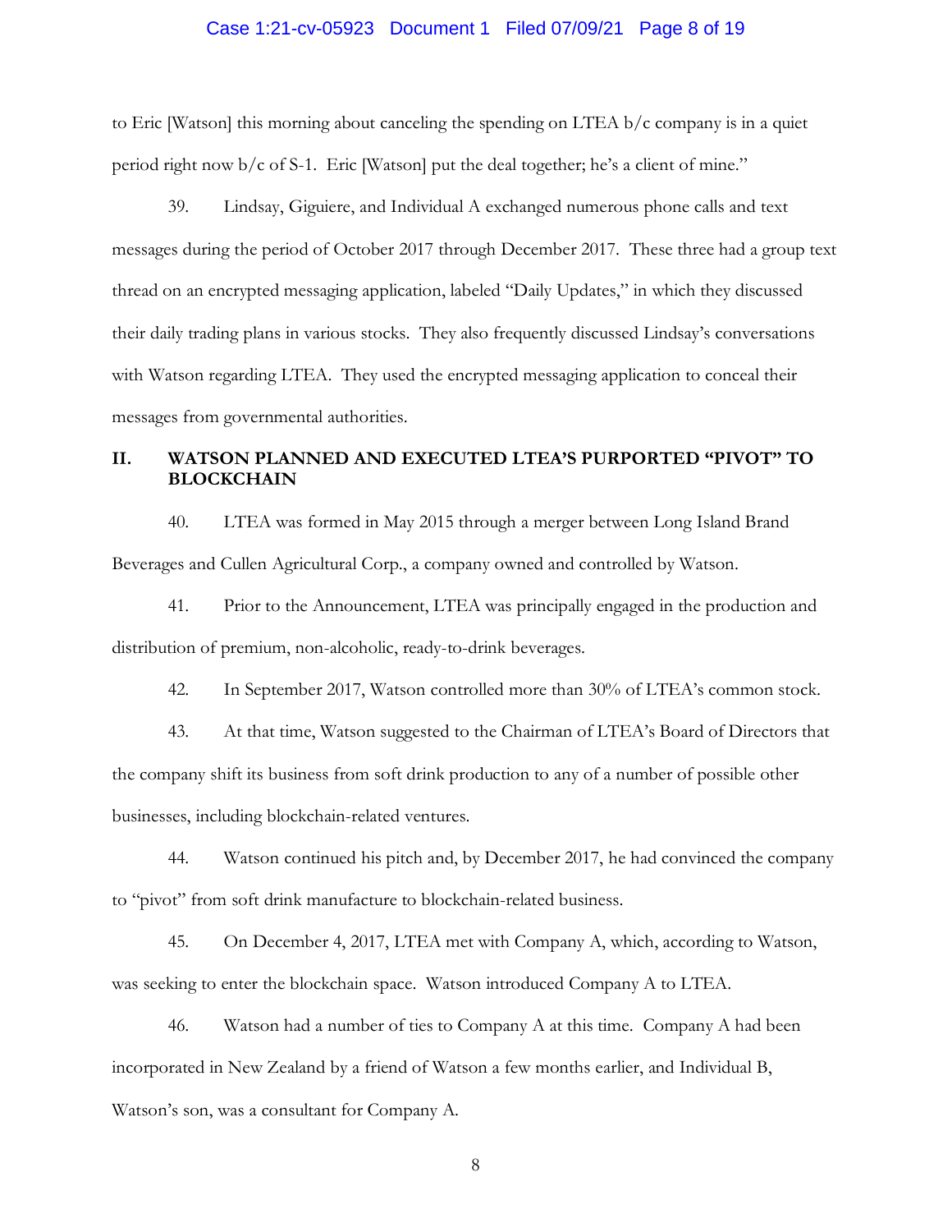to Eric [Watson] this morning about canceling the spending on LTEA b/c company is in a quiet period right now b/c of S-1. Eric [Watson] put the deal together; he's a client of mine."

39. Lindsay, Giguiere, and Individual A exchanged numerous phone calls and text messages during the period of October 2017 through December 2017. These three had a group text thread on an encrypted messaging application, labeled "Daily Updates," in which they discussed their daily trading plans in various stocks. They also frequently discussed Lindsay's conversations with Watson regarding LTEA. They used the encrypted messaging application to conceal their messages from governmental authorities.

## II. WATSON PLANNED AND EXECUTED LTEA'S PURPORTED "PIVOT" TO BLOCKCHAIN

40. LTEA was formed in May 2015 through a merger between Long Island Brand Beverages and Cullen Agricultural Corp., a company owned and controlled by Watson.

41. Prior to the Announcement, LTEA was principally engaged in the production and distribution of premium, non-alcoholic, ready-to-drink beverages.

42. In September 2017, Watson controlled more than 30% of LTEA's common stock.

43. At that time, Watson suggested to the Chairman of LTEA's Board of Directors that the company shift its business from soft drink production to any of a number of possible other businesses, including blockchain-related ventures.

44. Watson continued his pitch and, by December 2017, he had convinced the company to "pivot" from soft drink manufacture to blockchain-related business.

45. On December 4, 2017, LTEA met with Company A, which, according to Watson, was seeking to enter the blockchain space. Watson introduced Company A to LTEA.

46. Watson had a number of ties to Company A at this time. Company A had been incorporated in New Zealand by a friend of Watson a few months earlier, and Individual B, Watson's son, was a consultant for Company A.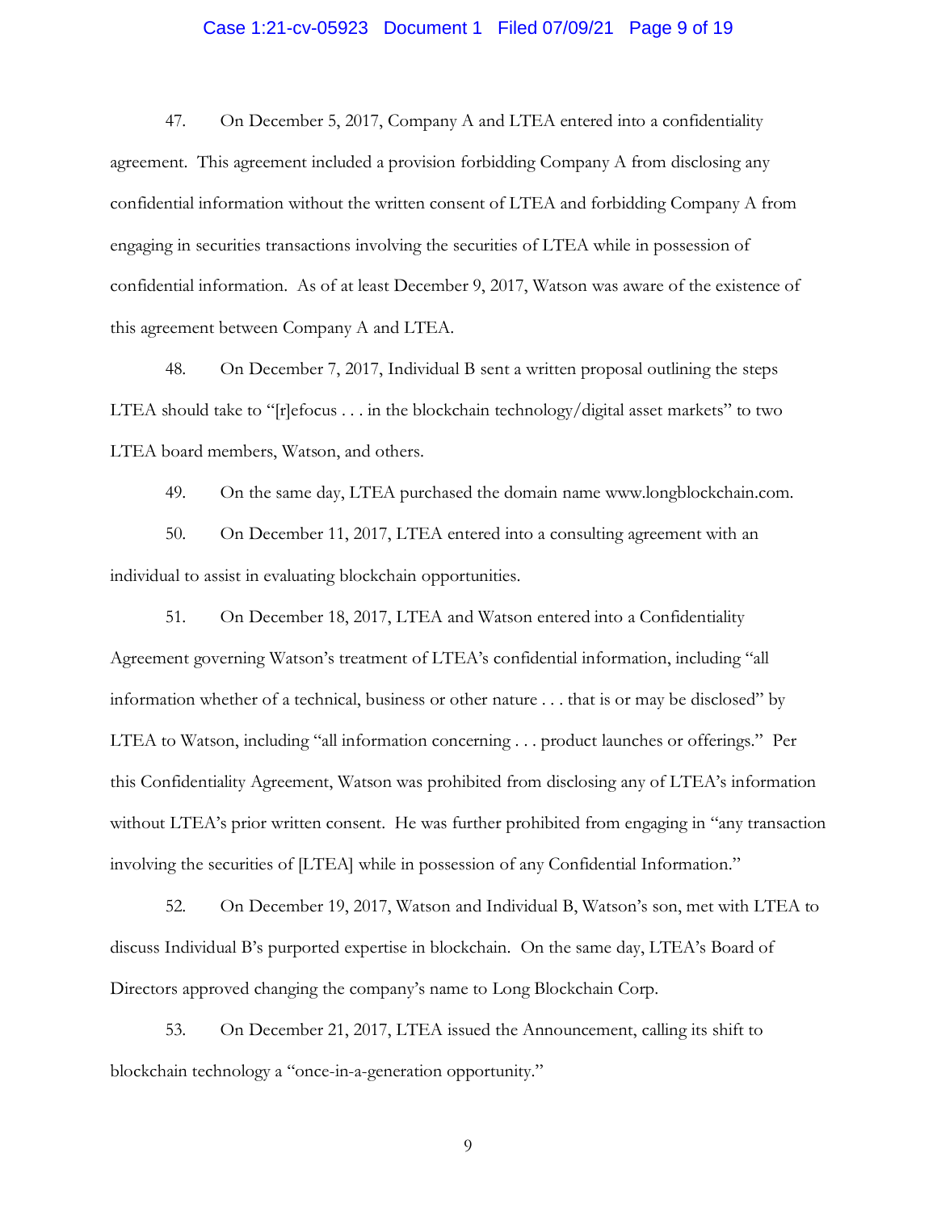47. On December 5, 2017, Company A and LTEA entered into a confidentiality agreement. This agreement included a provision forbidding Company A from disclosing any confidential information without the written consent of LTEA and forbidding Company A from engaging in securities transactions involving the securities of LTEA while in possession of confidential information. As of at least December 9, 2017, Watson was aware of the existence of this agreement between Company A and LTEA.

48. On December 7, 2017, Individual B sent a written proposal outlining the steps LTEA should take to "[r]efocus . . . in the blockchain technology/digital asset markets" to two LTEA board members, Watson, and others.

49. On the same day, LTEA purchased the domain name www.longblockchain.com.

50. On December 11, 2017, LTEA entered into a consulting agreement with an individual to assist in evaluating blockchain opportunities.

51. On December 18, 2017, LTEA and Watson entered into a Confidentiality Agreement governing Watson's treatment of LTEA's confidential information, including "all information whether of a technical, business or other nature . . . that is or may be disclosed" by LTEA to Watson, including "all information concerning . . . product launches or offerings." Per this Confidentiality Agreement, Watson was prohibited from disclosing any of LTEA's information without LTEA's prior written consent. He was further prohibited from engaging in "any transaction involving the securities of [LTEA] while in possession of any Confidential Information."

52. On December 19, 2017, Watson and Individual B, Watson's son, met with LTEA to discuss Individual B's purported expertise in blockchain. On the same day, LTEA's Board of Directors approved changing the company's name to Long Blockchain Corp.

53. On December 21, 2017, LTEA issued the Announcement, calling its shift to blockchain technology a "once-in-a-generation opportunity."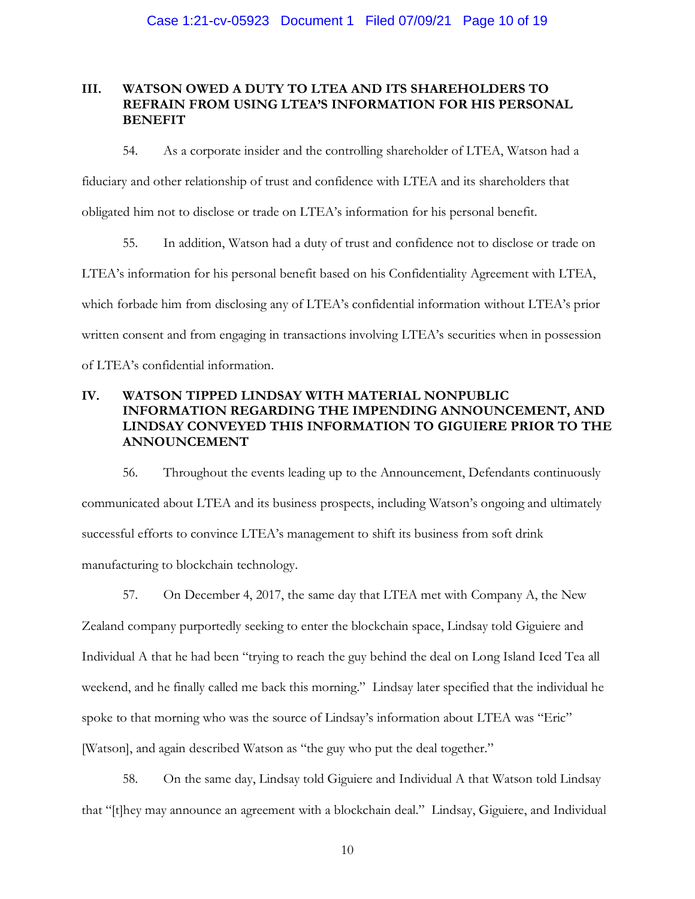## III. WATSON OWED A DUTY TO LTEA AND ITS SHAREHOLDERS TO REFRAIN FROM USING LTEA'S INFORMATION FOR HIS PERSONAL BENEFIT

54. As a corporate insider and the controlling shareholder of LTEA, Watson had a fiduciary and other relationship of trust and confidence with LTEA and its shareholders that obligated him not to disclose or trade on LTEA's information for his personal benefit.

55. In addition, Watson had a duty of trust and confidence not to disclose or trade on LTEA's information for his personal benefit based on his Confidentiality Agreement with LTEA, which forbade him from disclosing any of LTEA's confidential information without LTEA's prior written consent and from engaging in transactions involving LTEA's securities when in possession of LTEA's confidential information.

## IV. WATSON TIPPED LINDSAY WITH MATERIAL NONPUBLIC INFORMATION REGARDING THE IMPENDING ANNOUNCEMENT, AND LINDSAY CONVEYED THIS INFORMATION TO GIGUIERE PRIOR TO THE ANNOUNCEMENT

56. Throughout the events leading up to the Announcement, Defendants continuously communicated about LTEA and its business prospects, including Watson's ongoing and ultimately successful efforts to convince LTEA's management to shift its business from soft drink manufacturing to blockchain technology.

57. On December 4, 2017, the same day that LTEA met with Company A, the New Zealand company purportedly seeking to enter the blockchain space, Lindsay told Giguiere and Individual A that he had been "trying to reach the guy behind the deal on Long Island Iced Tea all weekend, and he finally called me back this morning." Lindsay later specified that the individual he spoke to that morning who was the source of Lindsay's information about LTEA was "Eric" [Watson], and again described Watson as "the guy who put the deal together."

58. On the same day, Lindsay told Giguiere and Individual A that Watson told Lindsay that "[t]hey may announce an agreement with a blockchain deal." Lindsay, Giguiere, and Individual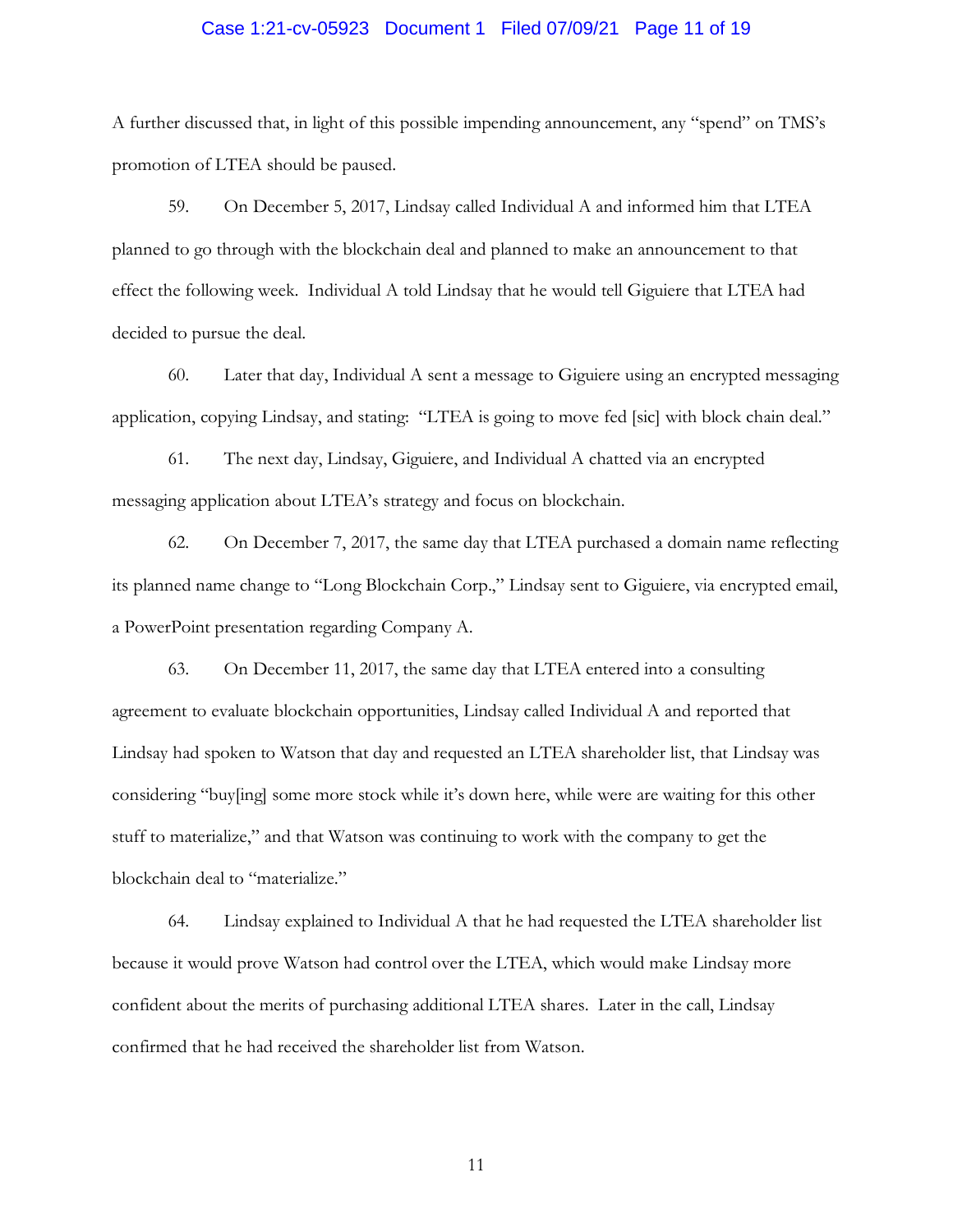A further discussed that, in light of this possible impending announcement, any "spend" on TMS's promotion of LTEA should be paused.

59. On December 5, 2017, Lindsay called Individual A and informed him that LTEA planned to go through with the blockchain deal and planned to make an announcement to that effect the following week. Individual A told Lindsay that he would tell Giguiere that LTEA had decided to pursue the deal.

60. Later that day, Individual A sent a message to Giguiere using an encrypted messaging application, copying Lindsay, and stating: "LTEA is going to move fed [sic] with block chain deal."

61. The next day, Lindsay, Giguiere, and Individual A chatted via an encrypted messaging application about LTEA's strategy and focus on blockchain.

62. On December 7, 2017, the same day that LTEA purchased a domain name reflecting its planned name change to "Long Blockchain Corp.," Lindsay sent to Giguiere, via encrypted email, a PowerPoint presentation regarding Company A.

63. On December 11, 2017, the same day that LTEA entered into a consulting agreement to evaluate blockchain opportunities, Lindsay called Individual A and reported that Lindsay had spoken to Watson that day and requested an LTEA shareholder list, that Lindsay was considering "buy[ing] some more stock while it's down here, while were are waiting for this other stuff to materialize," and that Watson was continuing to work with the company to get the blockchain deal to "materialize."

64. Lindsay explained to Individual A that he had requested the LTEA shareholder list because it would prove Watson had control over the LTEA, which would make Lindsay more confident about the merits of purchasing additional LTEA shares. Later in the call, Lindsay confirmed that he had received the shareholder list from Watson.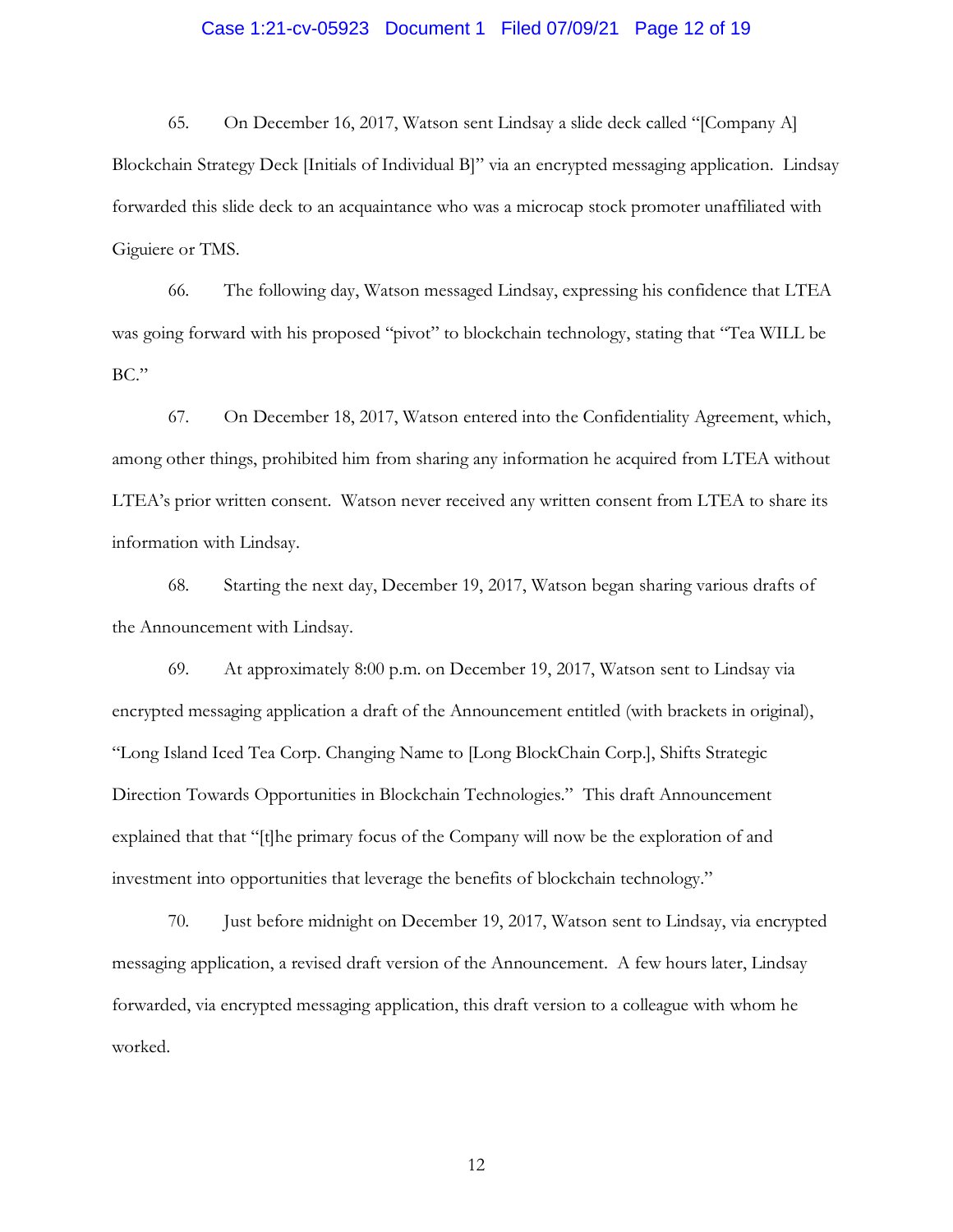65. On December 16, 2017, Watson sent Lindsay a slide deck called "[Company A] Blockchain Strategy Deck [Initials of Individual B]" via an encrypted messaging application. Lindsay forwarded this slide deck to an acquaintance who was a microcap stock promoter unaffiliated with Giguiere or TMS.

66. The following day, Watson messaged Lindsay, expressing his confidence that LTEA was going forward with his proposed "pivot" to blockchain technology, stating that "Tea WILL be BC."

67. On December 18, 2017, Watson entered into the Confidentiality Agreement, which, among other things, prohibited him from sharing any information he acquired from LTEA without LTEA's prior written consent. Watson never received any written consent from LTEA to share its information with Lindsay.

68. Starting the next day, December 19, 2017, Watson began sharing various drafts of the Announcement with Lindsay.

69. At approximately 8:00 p.m. on December 19, 2017, Watson sent to Lindsay via encrypted messaging application a draft of the Announcement entitled (with brackets in original), "Long Island Iced Tea Corp. Changing Name to [Long BlockChain Corp.], Shifts Strategic Direction Towards Opportunities in Blockchain Technologies." This draft Announcement explained that that "[t]he primary focus of the Company will now be the exploration of and investment into opportunities that leverage the benefits of blockchain technology."

70. Just before midnight on December 19, 2017, Watson sent to Lindsay, via encrypted messaging application, a revised draft version of the Announcement. A few hours later, Lindsay forwarded, via encrypted messaging application, this draft version to a colleague with whom he worked.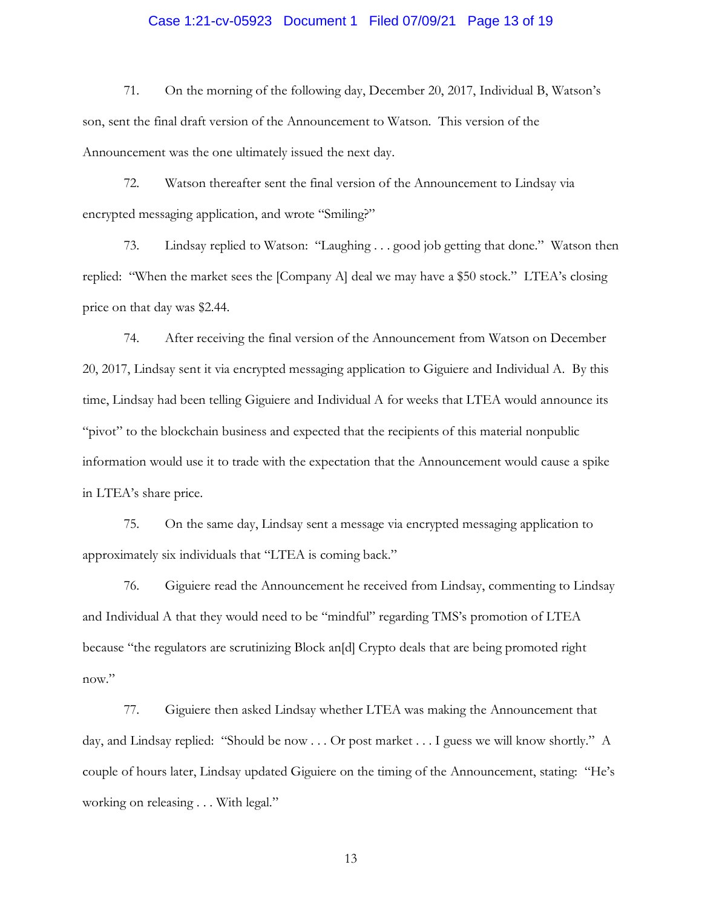71. On the morning of the following day, December 20, 2017, Individual B, Watson's son, sent the final draft version of the Announcement to Watson. This version of the Announcement was the one ultimately issued the next day.

72. Watson thereafter sent the final version of the Announcement to Lindsay via encrypted messaging application, and wrote "Smiling?"

73. Lindsay replied to Watson: "Laughing . . . good job getting that done." Watson then replied: "When the market sees the [Company A] deal we may have a $50 stock." LTEA's closing price on that day was $2.44.

74. After receiving the final version of the Announcement from Watson on December 20, 2017, Lindsay sent it via encrypted messaging application to Giguiere and Individual A. By this time, Lindsay had been telling Giguiere and Individual A for weeks that LTEA would announce its "pivot" to the blockchain business and expected that the recipients of this material nonpublic information would use it to trade with the expectation that the Announcement would cause a spike in LTEA's share price.

75. On the same day, Lindsay sent a message via encrypted messaging application to approximately six individuals that "LTEA is coming back."

76. Giguiere read the Announcement he received from Lindsay, commenting to Lindsay and Individual A that they would need to be "mindful" regarding TMS's promotion of LTEA because "the regulators are scrutinizing Block an[d] Crypto deals that are being promoted right now."

77. Giguiere then asked Lindsay whether LTEA was making the Announcement that day, and Lindsay replied: "Should be now . . . Or post market . . . I guess we will know shortly." A couple of hours later, Lindsay updated Giguiere on the timing of the Announcement, stating: "He's working on releasing . . . With legal."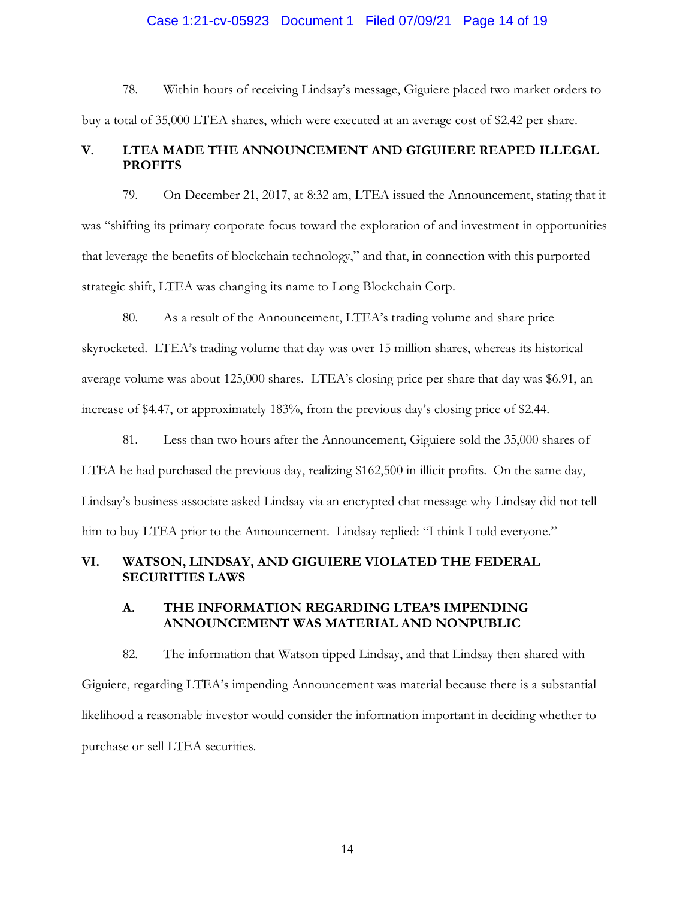78. Within hours of receiving Lindsay's message, Giguiere placed two market orders to buy a total of 35,000 LTEA shares, which were executed at an average cost of $2.42 per share.

## V. LTEA MADE THE ANNOUNCEMENT AND GIGUIERE REAPED ILLEGAL PROFITS

79. On December 21, 2017, at 8:32 am, LTEA issued the Announcement, stating that it was "shifting its primary corporate focus toward the exploration of and investment in opportunities that leverage the benefits of blockchain technology," and that, in connection with this purported strategic shift, LTEA was changing its name to Long Blockchain Corp.

80. As a result of the Announcement, LTEA's trading volume and share price skyrocketed. LTEA's trading volume that day was over 15 million shares, whereas its historical average volume was about 125,000 shares. LTEA's closing price per share that day was $6.91, an increase of $4.47, or approximately 183%, from the previous day's closing price of $2.44.

81. Less than two hours after the Announcement, Giguiere sold the 35,000 shares of LTEA he had purchased the previous day, realizing $162,500 in illicit profits. On the same day, Lindsay's business associate asked Lindsay via an encrypted chat message why Lindsay did not tell him to buy LTEA prior to the Announcement. Lindsay replied: "I think I told everyone."

## VI. WATSON, LINDSAY, AND GIGUIERE VIOLATED THE FEDERAL SECURITIES LAWS

### A. THE INFORMATION REGARDING LTEA'S IMPENDING ANNOUNCEMENT WAS MATERIAL AND NONPUBLIC

82. The information that Watson tipped Lindsay, and that Lindsay then shared with Giguiere, regarding LTEA's impending Announcement was material because there is a substantial likelihood a reasonable investor would consider the information important in deciding whether to purchase or sell LTEA securities.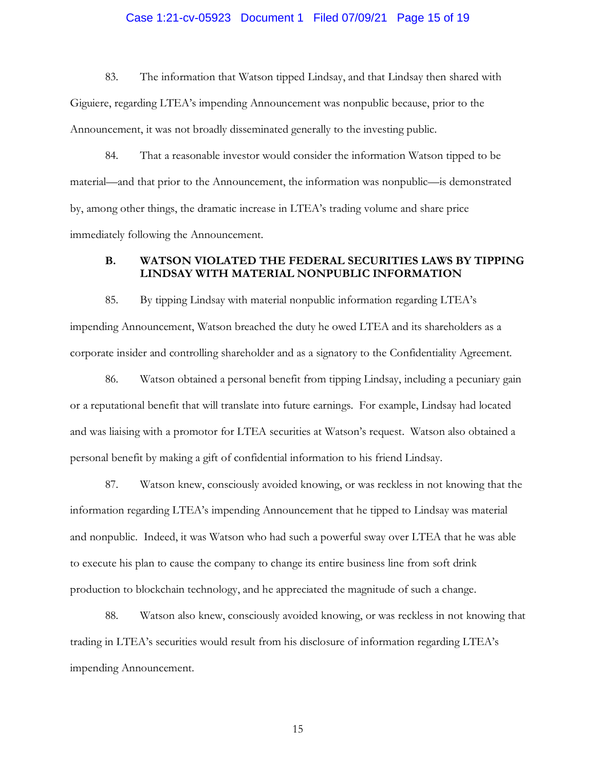83. The information that Watson tipped Lindsay, and that Lindsay then shared with Giguiere, regarding LTEA's impending Announcement was nonpublic because, prior to the Announcement, it was not broadly disseminated generally to the investing public.

84. That a reasonable investor would consider the information Watson tipped to be material—and that prior to the Announcement, the information was nonpublic—is demonstrated by, among other things, the dramatic increase in LTEA's trading volume and share price immediately following the Announcement.

### B. WATSON VIOLATED THE FEDERAL SECURITIES LAWS BY TIPPING LINDSAY WITH MATERIAL NONPUBLIC INFORMATION

85. By tipping Lindsay with material nonpublic information regarding LTEA's impending Announcement, Watson breached the duty he owed LTEA and its shareholders as a corporate insider and controlling shareholder and as a signatory to the Confidentiality Agreement.

86. Watson obtained a personal benefit from tipping Lindsay, including a pecuniary gain or a reputational benefit that will translate into future earnings. For example, Lindsay had located and was liaising with a promotor for LTEA securities at Watson's request. Watson also obtained a personal benefit by making a gift of confidential information to his friend Lindsay.

87. Watson knew, consciously avoided knowing, or was reckless in not knowing that the information regarding LTEA's impending Announcement that he tipped to Lindsay was material and nonpublic. Indeed, it was Watson who had such a powerful sway over LTEA that he was able to execute his plan to cause the company to change its entire business line from soft drink production to blockchain technology, and he appreciated the magnitude of such a change.

88. Watson also knew, consciously avoided knowing, or was reckless in not knowing that trading in LTEA's securities would result from his disclosure of information regarding LTEA's impending Announcement.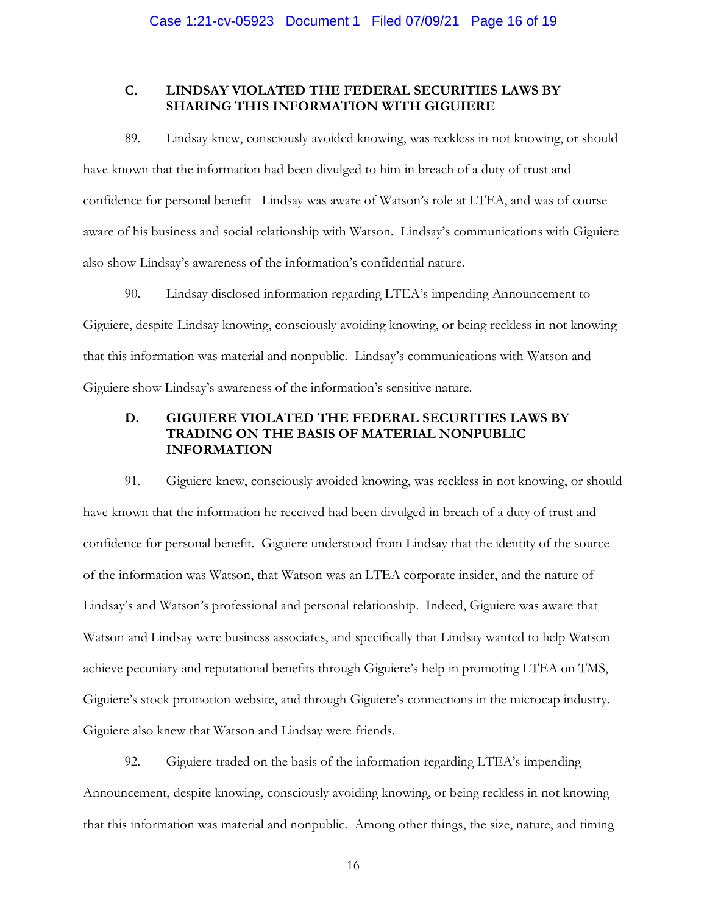### C. LINDSAY VIOLATED THE FEDERAL SECURITIES LAWS BY SHARING THIS INFORMATION WITH GIGUIERE

89. Lindsay knew, consciously avoided knowing, was reckless in not knowing, or should have known that the information had been divulged to him in breach of a duty of trust and confidence for personal benefit Lindsay was aware of Watson's role at LTEA, and was of course aware of his business and social relationship with Watson. Lindsay's communications with Giguiere also show Lindsay's awareness of the information's confidential nature.

90. Lindsay disclosed information regarding LTEA's impending Announcement to Giguiere, despite Lindsay knowing, consciously avoiding knowing, or being reckless in not knowing that this information was material and nonpublic. Lindsay's communications with Watson and Giguiere show Lindsay's awareness of the information's sensitive nature.

### D. GIGUIERE VIOLATED THE FEDERAL SECURITIES LAWS BY TRADING ON THE BASIS OF MATERIAL NONPUBLIC INFORMATION

91. Giguiere knew, consciously avoided knowing, was reckless in not knowing, or should have known that the information he received had been divulged in breach of a duty of trust and confidence for personal benefit. Giguiere understood from Lindsay that the identity of the source of the information was Watson, that Watson was an LTEA corporate insider, and the nature of Lindsay's and Watson's professional and personal relationship. Indeed, Giguiere was aware that Watson and Lindsay were business associates, and specifically that Lindsay wanted to help Watson achieve pecuniary and reputational benefits through Giguiere's help in promoting LTEA on TMS, Giguiere's stock promotion website, and through Giguiere's connections in the microcap industry. Giguiere also knew that Watson and Lindsay were friends.

92. Giguiere traded on the basis of the information regarding LTEA's impending Announcement, despite knowing, consciously avoiding knowing, or being reckless in not knowing that this information was material and nonpublic. Among other things, the size, nature, and timing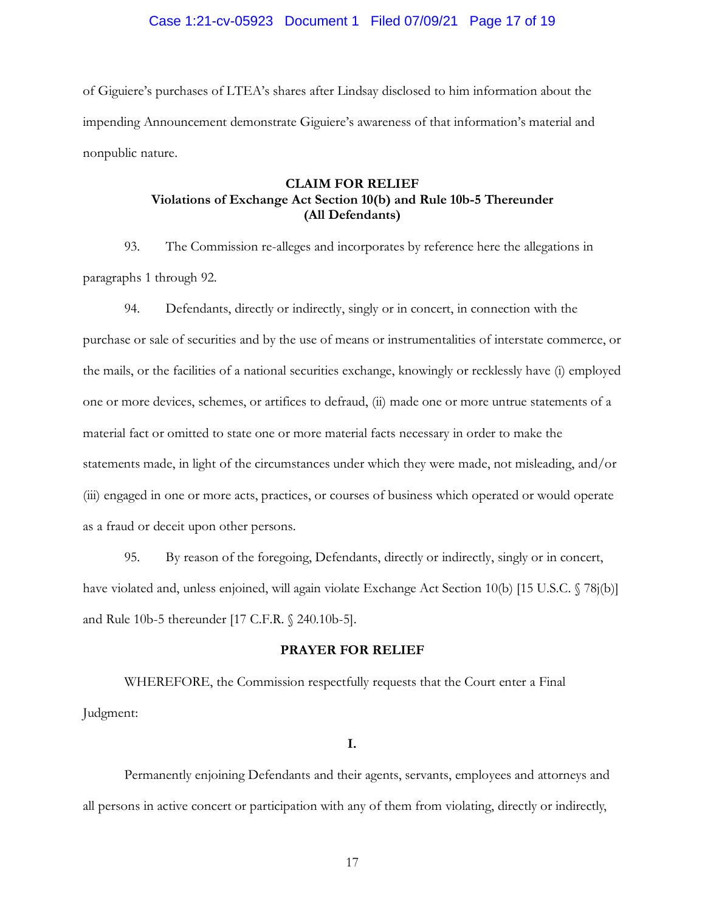of Giguiere's purchases of LTEA's shares after Lindsay disclosed to him information about the impending Announcement demonstrate Giguiere's awareness of that information's material and nonpublic nature.

**CLAIM FOR RELIEF**
**Violations of Exchange Act Section 10(b) and Rule 10b-5 Thereunder**
**(All Defendants)**

93. The Commission re-alleges and incorporates by reference here the allegations in paragraphs 1 through 92.

94. Defendants, directly or indirectly, singly or in concert, in connection with the purchase or sale of securities and by the use of means or instrumentalities of interstate commerce, or the mails, or the facilities of a national securities exchange, knowingly or recklessly have (i) employed one or more devices, schemes, or artifices to defraud, (ii) made one or more untrue statements of a material fact or omitted to state one or more material facts necessary in order to make the statements made, in light of the circumstances under which they were made, not misleading, and/or (iii) engaged in one or more acts, practices, or courses of business which operated or would operate as a fraud or deceit upon other persons.

95. By reason of the foregoing, Defendants, directly or indirectly, singly or in concert, have violated and, unless enjoined, will again violate Exchange Act Section 10(b) [15 U.S.C. § 78j(b)] and Rule 10b-5 thereunder [17 C.F.R. § 240.10b-5].

**PRAYER FOR RELIEF**

WHEREFORE, the Commission respectfully requests that the Court enter a Final Judgment:

**I.**

Permanently enjoining Defendants and their agents, servants, employees and attorneys and all persons in active concert or participation with any of them from violating, directly or indirectly,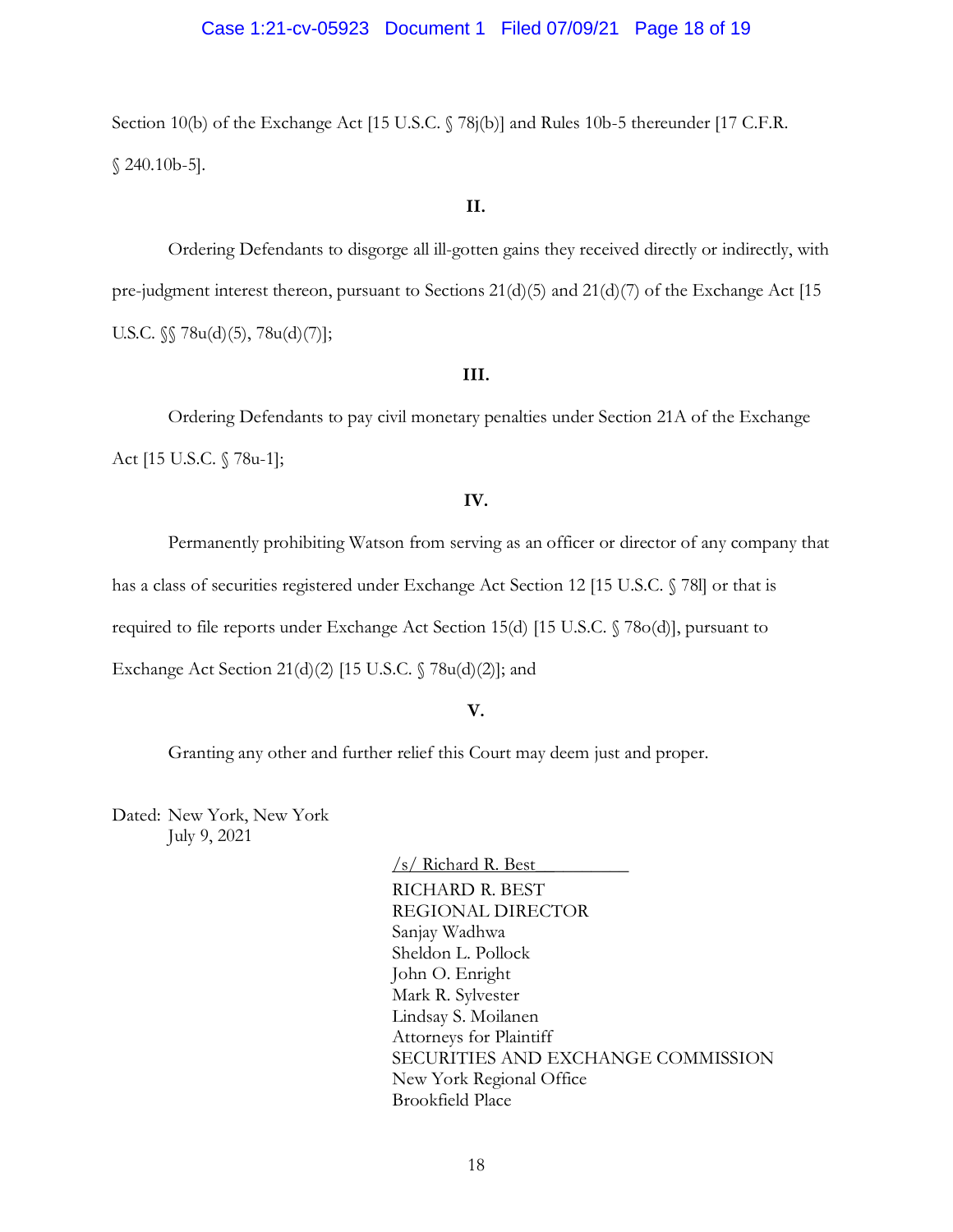Section 10(b) of the Exchange Act [15 U.S.C. § 78j(b)] and Rules 10b-5 thereunder [17 C.F.R. § 240.10b-5].

**II.**

Ordering Defendants to disgorge all ill-gotten gains they received directly or indirectly, with pre-judgment interest thereon, pursuant to Sections 21(d)(5) and 21(d)(7) of the Exchange Act [15 U.S.C. §§ 78u(d)(5), 78u(d)(7)];

**III.**

Ordering Defendants to pay civil monetary penalties under Section 21A of the Exchange Act [15 U.S.C. § 78u-1];

**IV.**

Permanently prohibiting Watson from serving as an officer or director of any company that has a class of securities registered under Exchange Act Section 12 [15 U.S.C. § 78l] or that is required to file reports under Exchange Act Section 15(d) [15 U.S.C. § 78o(d)], pursuant to Exchange Act Section 21(d)(2) [15 U.S.C. § 78u(d)(2)]; and

**V.**

Granting any other and further relief this Court may deem just and proper.

Dated: New York, New York
July 9, 2021

/s/ Richard R. Best
RICHARD R. BEST
REGIONAL DIRECTOR
Sanjay Wadhwa
Sheldon L. Pollock
John O. Enright
Mark R. Sylvester
Lindsay S. Moilanen
Attorneys for Plaintiff
SECURITIES AND EXCHANGE COMMISSION
New York Regional Office
Brookfield Place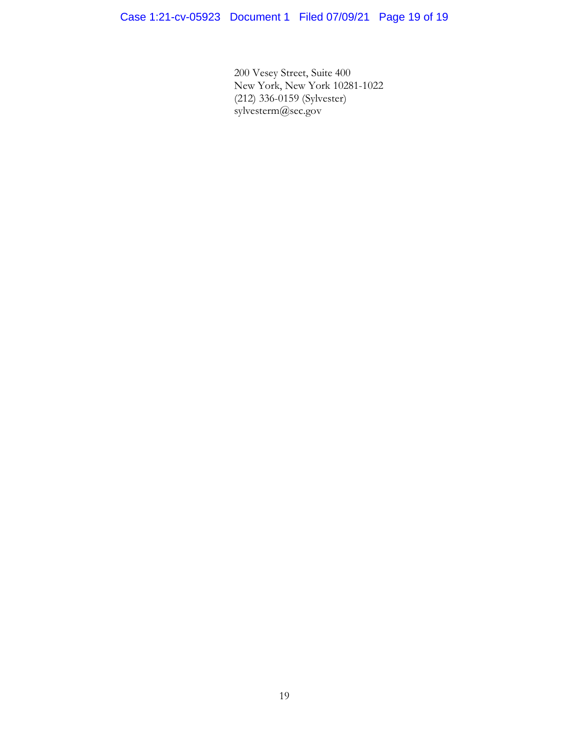200 Vesey Street, Suite 400
New York, New York 10281-1022
(212) 336-0159 (Sylvester)
sylvesterm@sec.gov